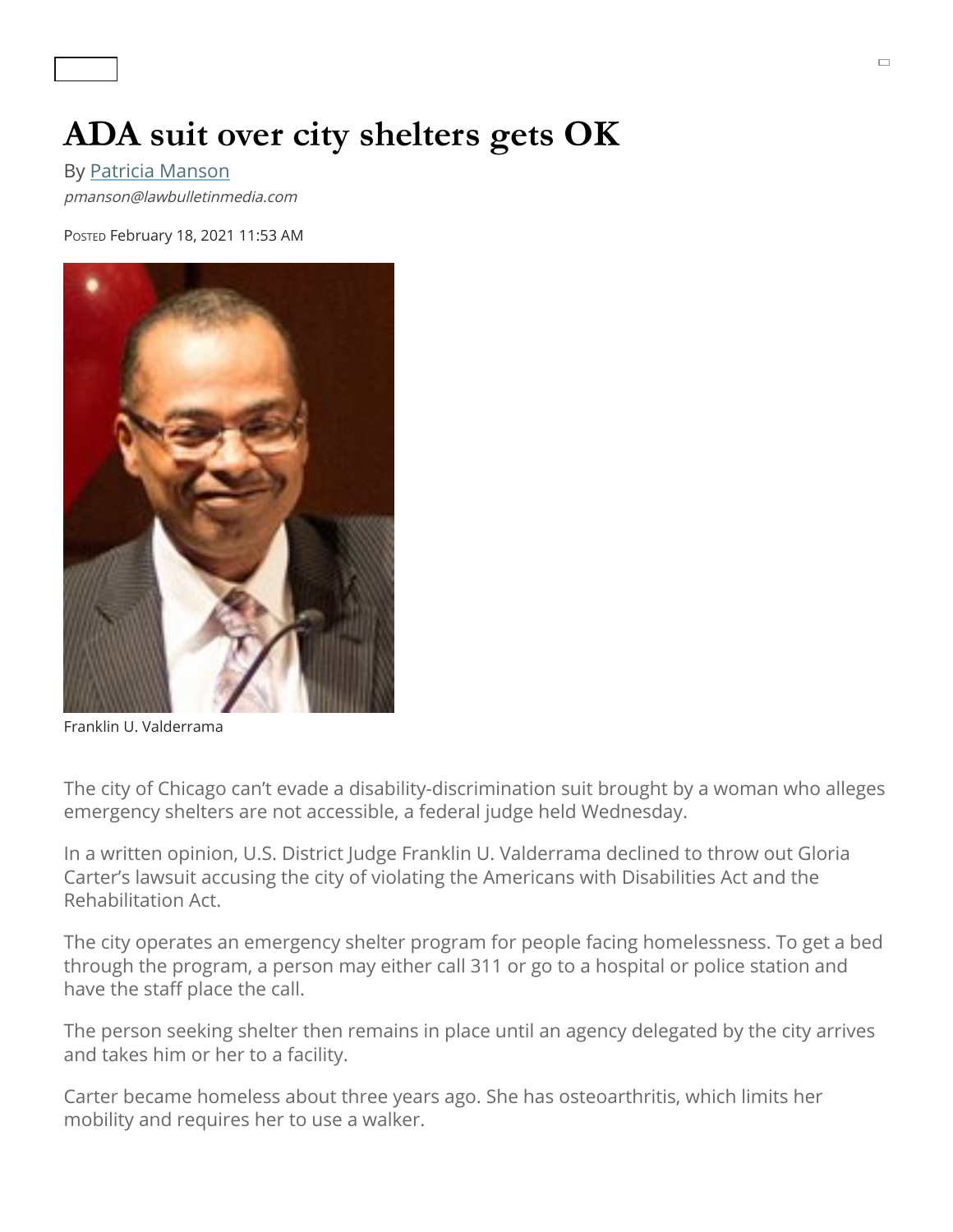# ADA suit over city shelters gets OK

By Patricia Manson

*pmanson@lawbulletinmedia.com*

Posted February 18, 2021 11:53 AM

Franklin U. Valderrama

The city of Chicago can't evade a disability-discrimination suit brought by a woman who alleges emergency shelters are not accessible, a federal judge held Wednesday.

In a written opinion, U.S. District Judge Franklin U. Valderrama declined to throw out Gloria Carter's lawsuit accusing the city of violating the Americans with Disabilities Act and the Rehabilitation Act.

The city operates an emergency shelter program for people facing homelessness. To get a bed through the program, a person may either call 311 or go to a hospital or police station and have the staff place the call.

The person seeking shelter then remains in place until an agency delegated by the city arrives and takes him or her to a facility.

Carter became homeless about three years ago. She has osteoarthritis, which limits her mobility and requires her to use a walker.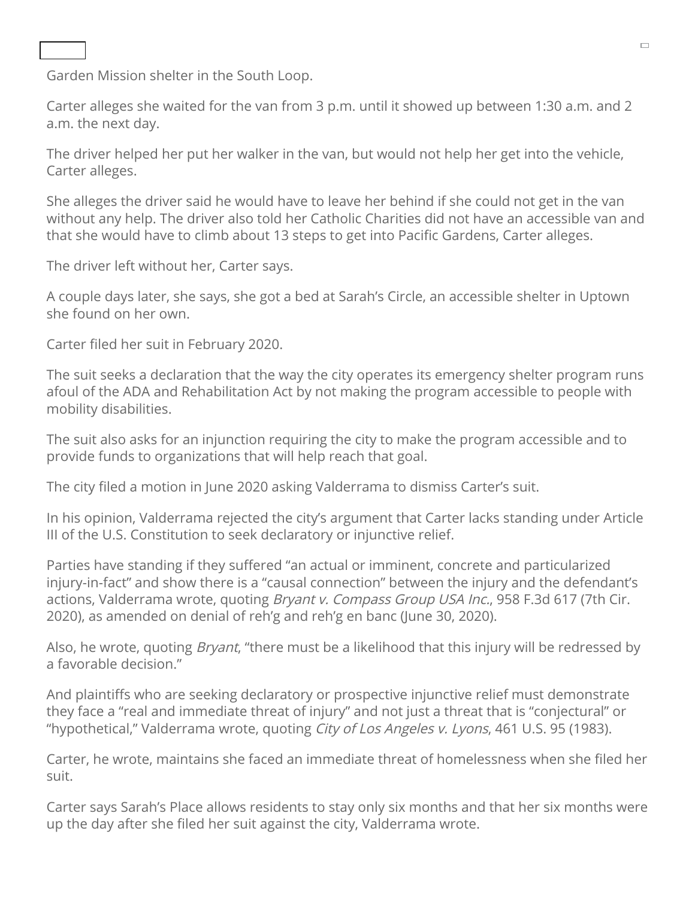Garden Mission shelter in the South Loop.

Carter alleges she waited for the van from 3 p.m. until it showed up between 1:30 a.m. and 2 a.m. the next day.

The driver helped her put her walker in the van, but would not help her get into the vehicle, Carter alleges.

She alleges the driver said he would have to leave her behind if she could not get in the van without any help. The driver also told her Catholic Charities did not have an accessible van and that she would have to climb about 13 steps to get into Pacific Gardens, Carter alleges.

The driver left without her, Carter says.

A couple days later, she says, she got a bed at Sarah's Circle, an accessible shelter in Uptown she found on her own.

Carter filed her suit in February 2020.

The suit seeks a declaration that the way the city operates its emergency shelter program runs afoul of the ADA and Rehabilitation Act by not making the program accessible to people with mobility disabilities.

The suit also asks for an injunction requiring the city to make the program accessible and to provide funds to organizations that will help reach that goal.

The city filed a motion in June 2020 asking Valderrama to dismiss Carter's suit.

In his opinion, Valderrama rejected the city's argument that Carter lacks standing under Article III of the U.S. Constitution to seek declaratory or injunctive relief.

Parties have standing if they suffered "an actual or imminent, concrete and particularized injury-in-fact" and show there is a "causal connection" between the injury and the defendant's actions, Valderrama wrote, quoting *Bryant v. Compass Group USA Inc.*, 958 F.3d 617 (7th Cir. 2020), as amended on denial of reh'g and reh'g en banc (June 30, 2020).

Also, he wrote, quoting *Bryant*, "there must be a likelihood that this injury will be redressed by a favorable decision."

And plaintiffs who are seeking declaratory or prospective injunctive relief must demonstrate they face a "real and immediate threat of injury" and not just a threat that is "conjectural" or "hypothetical," Valderrama wrote, quoting *City of Los Angeles v. Lyons*, 461 U.S. 95 (1983).

Carter, he wrote, maintains she faced an immediate threat of homelessness when she filed her suit.

Carter says Sarah's Place allows residents to stay only six months and that her six months were up the day after she filed her suit against the city, Valderrama wrote.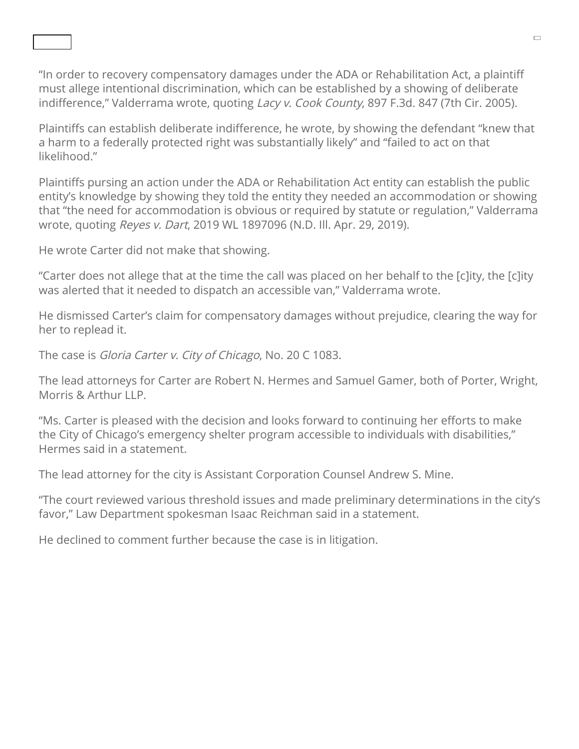"In order to recovery compensatory damages under the ADA or Rehabilitation Act, a plaintiff must allege intentional discrimination, which can be established by a showing of deliberate indifference," Valderrama wrote, quoting *Lacy v. Cook County*, 897 F.3d. 847 (7th Cir. 2005).

Plaintiffs can establish deliberate indifference, he wrote, by showing the defendant "knew that a harm to a federally protected right was substantially likely" and "failed to act on that likelihood."

Plaintiffs pursing an action under the ADA or Rehabilitation Act entity can establish the public entity's knowledge by showing they told the entity they needed an accommodation or showing that "the need for accommodation is obvious or required by statute or regulation," Valderrama wrote, quoting *Reyes v. Dart*, 2019 WL 1897096 (N.D. Ill. Apr. 29, 2019).

He wrote Carter did not make that showing.

"Carter does not allege that at the time the call was placed on her behalf to the [c]ity, the [c]ity was alerted that it needed to dispatch an accessible van," Valderrama wrote.

He dismissed Carter's claim for compensatory damages without prejudice, clearing the way for her to replead it.

The case is *Gloria Carter v. City of Chicago*, No. 20 C 1083.

The lead attorneys for Carter are Robert N. Hermes and Samuel Gamer, both of Porter, Wright, Morris & Arthur LLP.

"Ms. Carter is pleased with the decision and looks forward to continuing her efforts to make the City of Chicago's emergency shelter program accessible to individuals with disabilities," Hermes said in a statement.

The lead attorney for the city is Assistant Corporation Counsel Andrew S. Mine.

"The court reviewed various threshold issues and made preliminary determinations in the city's favor," Law Department spokesman Isaac Reichman said in a statement.

He declined to comment further because the case is in litigation.